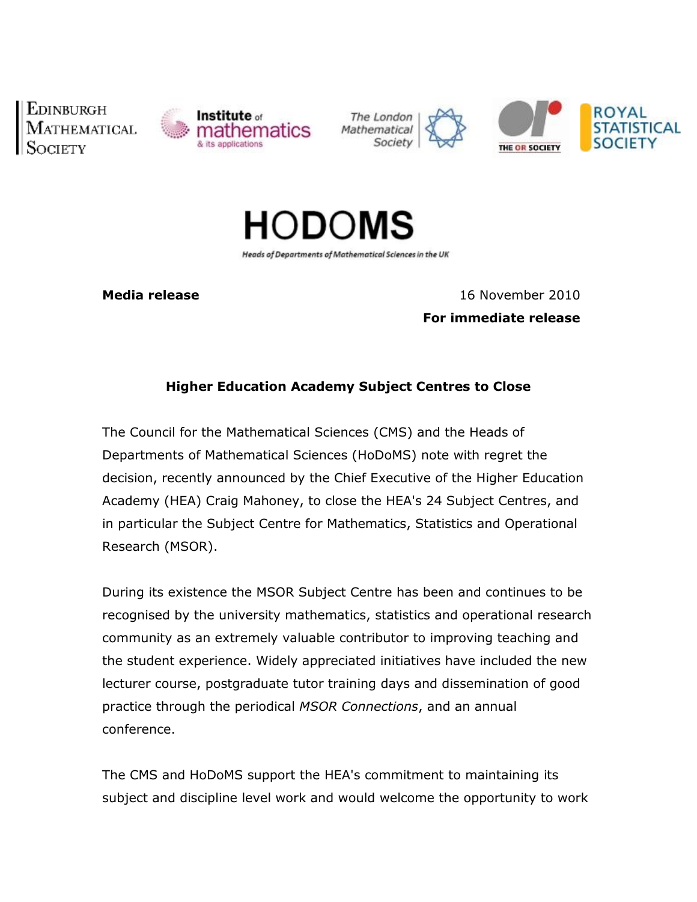Edinburgh Mathematical Society | Institute of mathematics & its applications | The London Mathematical Society | The OR Society | Royal Statistical Society

# HODOMS

Heads of Departments of Mathematical Sciences in the UK

**Media release** 16 November 2010

**For immediate release**

## Higher Education Academy Subject Centres to Close

The Council for the Mathematical Sciences (CMS) and the Heads of Departments of Mathematical Sciences (HoDoMS) note with regret the decision, recently announced by the Chief Executive of the Higher Education Academy (HEA) Craig Mahoney, to close the HEA's 24 Subject Centres, and in particular the Subject Centre for Mathematics, Statistics and Operational Research (MSOR).

During its existence the MSOR Subject Centre has been and continues to be recognised by the university mathematics, statistics and operational research community as an extremely valuable contributor to improving teaching and the student experience. Widely appreciated initiatives have included the new lecturer course, postgraduate tutor training days and dissemination of good practice through the periodical *MSOR Connections*, and an annual conference.

The CMS and HoDoMS support the HEA's commitment to maintaining its subject and discipline level work and would welcome the opportunity to work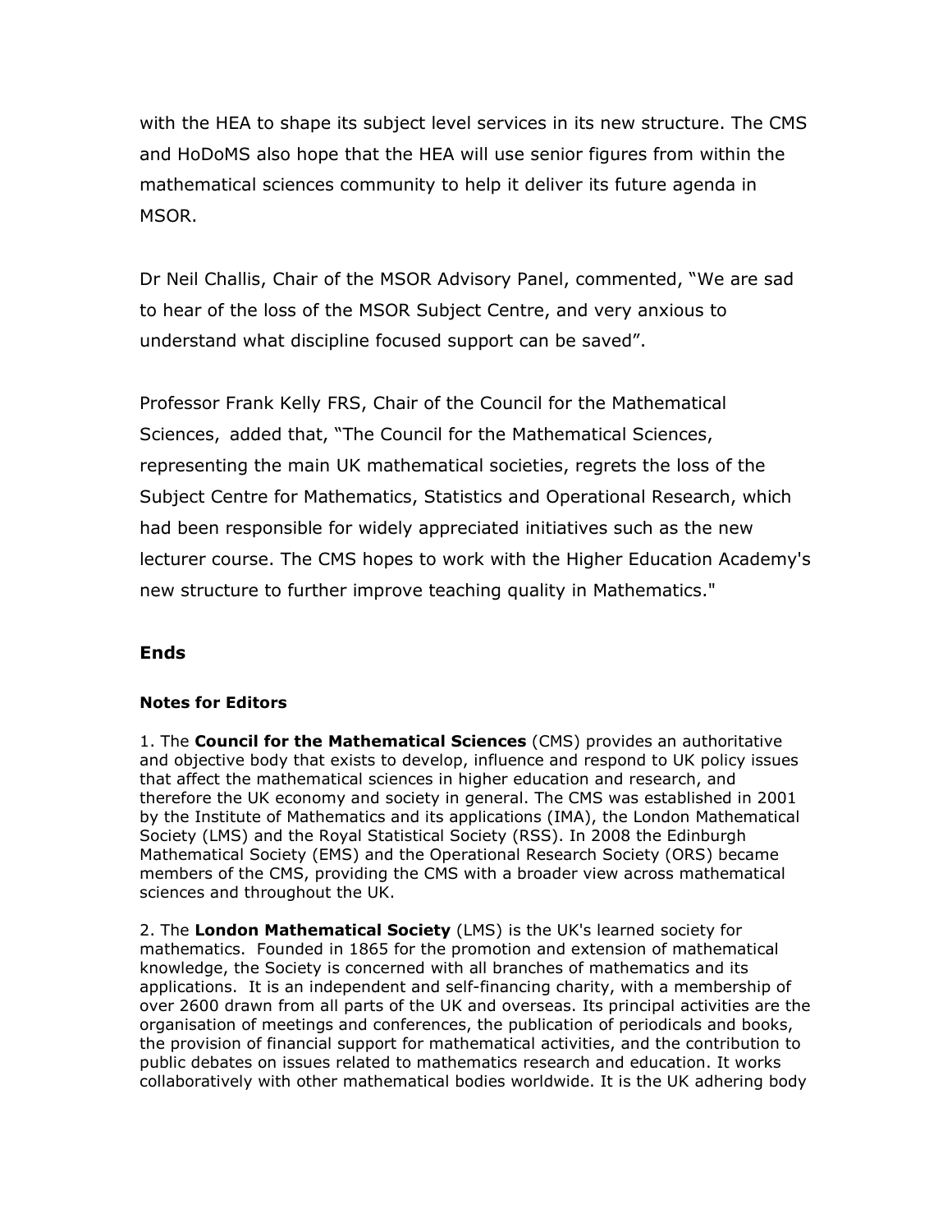with the HEA to shape its subject level services in its new structure. The CMS and HoDoMS also hope that the HEA will use senior figures from within the mathematical sciences community to help it deliver its future agenda in MSOR.

Dr Neil Challis, Chair of the MSOR Advisory Panel, commented, “We are sad to hear of the loss of the MSOR Subject Centre, and very anxious to understand what discipline focused support can be saved”.

Professor Frank Kelly FRS, Chair of the Council for the Mathematical Sciences, added that, “The Council for the Mathematical Sciences, representing the main UK mathematical societies, regrets the loss of the Subject Centre for Mathematics, Statistics and Operational Research, which had been responsible for widely appreciated initiatives such as the new lecturer course. The CMS hopes to work with the Higher Education Academy's new structure to further improve teaching quality in Mathematics."

**Ends**

**Notes for Editors**

1. The **Council for the Mathematical Sciences** (CMS) provides an authoritative and objective body that exists to develop, influence and respond to UK policy issues that affect the mathematical sciences in higher education and research, and therefore the UK economy and society in general. The CMS was established in 2001 by the Institute of Mathematics and its applications (IMA), the London Mathematical Society (LMS) and the Royal Statistical Society (RSS). In 2008 the Edinburgh Mathematical Society (EMS) and the Operational Research Society (ORS) became members of the CMS, providing the CMS with a broader view across mathematical sciences and throughout the UK.

2. The **London Mathematical Society** (LMS) is the UK's learned society for mathematics. Founded in 1865 for the promotion and extension of mathematical knowledge, the Society is concerned with all branches of mathematics and its applications. It is an independent and self-financing charity, with a membership of over 2600 drawn from all parts of the UK and overseas. Its principal activities are the organisation of meetings and conferences, the publication of periodicals and books, the provision of financial support for mathematical activities, and the contribution to public debates on issues related to mathematics research and education. It works collaboratively with other mathematical bodies worldwide. It is the UK adhering body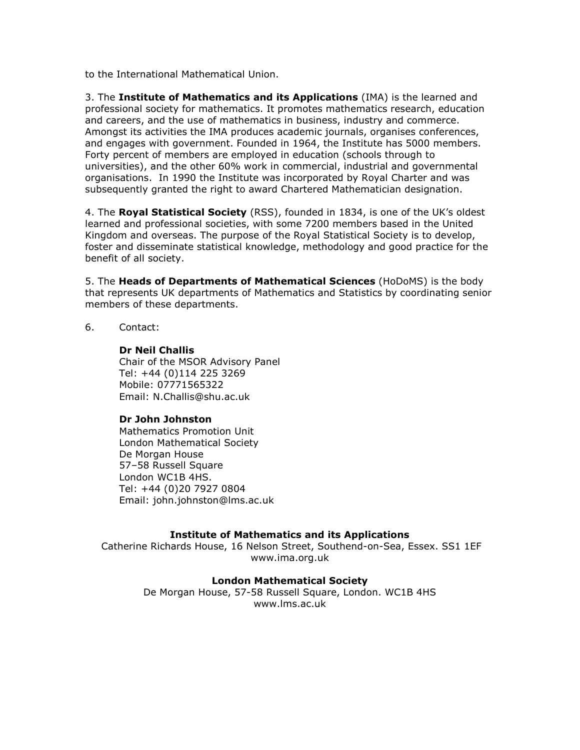to the International Mathematical Union.

3. The **Institute of Mathematics and its Applications** (IMA) is the learned and professional society for mathematics. It promotes mathematics research, education and careers, and the use of mathematics in business, industry and commerce. Amongst its activities the IMA produces academic journals, organises conferences, and engages with government. Founded in 1964, the Institute has 5000 members. Forty percent of members are employed in education (schools through to universities), and the other 60% work in commercial, industrial and governmental organisations. In 1990 the Institute was incorporated by Royal Charter and was subsequently granted the right to award Chartered Mathematician designation.

4. The **Royal Statistical Society** (RSS), founded in 1834, is one of the UK's oldest learned and professional societies, with some 7200 members based in the United Kingdom and overseas. The purpose of the Royal Statistical Society is to develop, foster and disseminate statistical knowledge, methodology and good practice for the benefit of all society.

5. The **Heads of Departments of Mathematical Sciences** (HoDoMS) is the body that represents UK departments of Mathematics and Statistics by coordinating senior members of these departments.

6. Contact:

**Dr Neil Challis**
Chair of the MSOR Advisory Panel
Tel: +44 (0)114 225 3269
Mobile: 07771565322
Email: N.Challis@shu.ac.uk

**Dr John Johnston**
Mathematics Promotion Unit
London Mathematical Society
De Morgan House
57–58 Russell Square
London WC1B 4HS.
Tel: +44 (0)20 7927 0804
Email: john.johnston@lms.ac.uk

**Institute of Mathematics and its Applications**
Catherine Richards House, 16 Nelson Street, Southend-on-Sea, Essex. SS1 1EF
www.ima.org.uk

**London Mathematical Society**
De Morgan House, 57-58 Russell Square, London. WC1B 4HS
www.lms.ac.uk